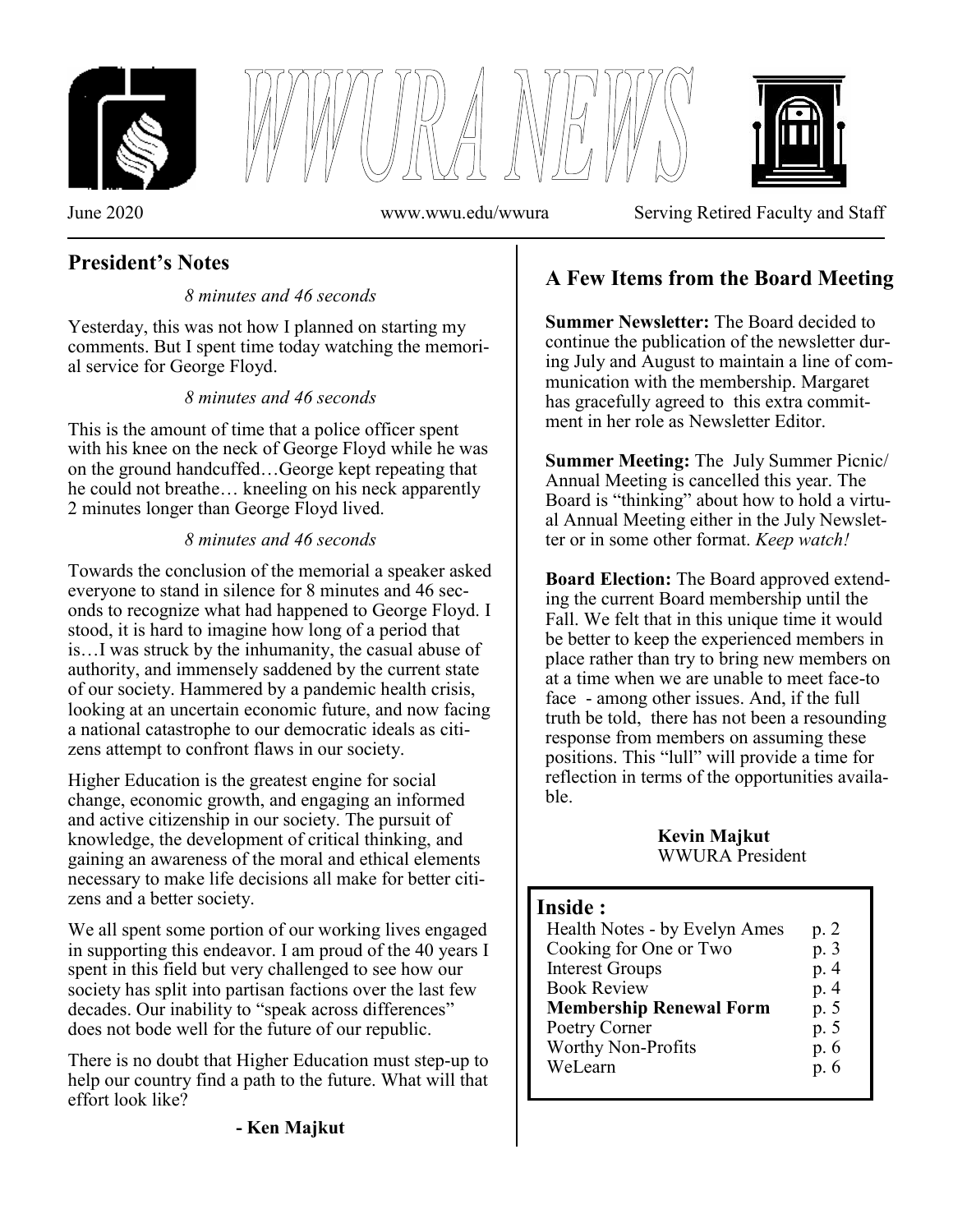# WWURA NEWS

June 2020 www.wwu.edu/wwura Serving Retired Faculty and Staff

## President's Notes

*8 minutes and 46 seconds*

Yesterday, this was not how I planned on starting my comments. But I spent time today watching the memorial service for George Floyd.

*8 minutes and 46 seconds*

This is the amount of time that a police officer spent with his knee on the neck of George Floyd while he was on the ground handcuffed…George kept repeating that he could not breathe… kneeling on his neck apparently 2 minutes longer than George Floyd lived.

*8 minutes and 46 seconds*

Towards the conclusion of the memorial a speaker asked everyone to stand in silence for 8 minutes and 46 seconds to recognize what had happened to George Floyd. I stood, it is hard to imagine how long of a period that is…I was struck by the inhumanity, the casual abuse of authority, and immensely saddened by the current state of our society. Hammered by a pandemic health crisis, looking at an uncertain economic future, and now facing a national catastrophe to our democratic ideals as citizens attempt to confront flaws in our society.

Higher Education is the greatest engine for social change, economic growth, and engaging an informed and active citizenship in our society. The pursuit of knowledge, the development of critical thinking, and gaining an awareness of the moral and ethical elements necessary to make life decisions all make for better citizens and a better society.

We all spent some portion of our working lives engaged in supporting this endeavor. I am proud of the 40 years I spent in this field but very challenged to see how our society has split into partisan factions over the last few decades. Our inability to "speak across differences" does not bode well for the future of our republic.

There is no doubt that Higher Education must step-up to help our country find a path to the future. What will that effort look like?

**- Ken Majkut**

## A Few Items from the Board Meeting

**Summer Newsletter:** The Board decided to continue the publication of the newsletter during July and August to maintain a line of communication with the membership. Margaret has gracefully agreed to this extra commitment in her role as Newsletter Editor.

**Summer Meeting:** The July Summer Picnic/ Annual Meeting is cancelled this year. The Board is "thinking" about how to hold a virtual Annual Meeting either in the July Newsletter or in some other format. *Keep watch!*

**Board Election:** The Board approved extending the current Board membership until the Fall. We felt that in this unique time it would be better to keep the experienced members in place rather than try to bring new members on at a time when we are unable to meet face-to face - among other issues. And, if the full truth be told, there has not been a resounding response from members on assuming these positions. This "lull" will provide a time for reflection in terms of the opportunities available.

**Kevin Majkut**
WWURA President

### Inside :

| | |
|---|---|
| Health Notes - by Evelyn Ames | p. 2 |
| Cooking for One or Two | p. 3 |
| Interest Groups | p. 4 |
| Book Review | p. 4 |
| **Membership Renewal Form** | p. 5 |
| Poetry Corner | p. 5 |
| Worthy Non-Profits | p. 6 |
| WeLearn | p. 6 |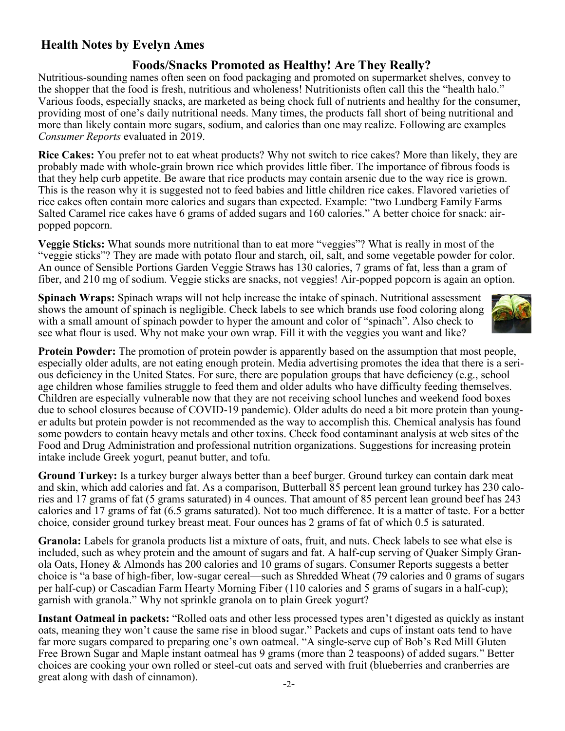## Health Notes by Evelyn Ames

### Foods/Snacks Promoted as Healthy! Are They Really?

Nutritious-sounding names often seen on food packaging and promoted on supermarket shelves, convey to the shopper that the food is fresh, nutritious and wholeness! Nutritionists often call this the "health halo." Various foods, especially snacks, are marketed as being chock full of nutrients and healthy for the consumer, providing most of one's daily nutritional needs. Many times, the products fall short of being nutritional and more than likely contain more sugars, sodium, and calories than one may realize. Following are examples *Consumer Reports* evaluated in 2019.

**Rice Cakes:** You prefer not to eat wheat products? Why not switch to rice cakes? More than likely, they are probably made with whole-grain brown rice which provides little fiber. The importance of fibrous foods is that they help curb appetite. Be aware that rice products may contain arsenic due to the way rice is grown. This is the reason why it is suggested not to feed babies and little children rice cakes. Flavored varieties of rice cakes often contain more calories and sugars than expected. Example: "two Lundberg Family Farms Salted Caramel rice cakes have 6 grams of added sugars and 160 calories." A better choice for snack: air-popped popcorn.

**Veggie Sticks:** What sounds more nutritional than to eat more "veggies"? What is really in most of the "veggie sticks"? They are made with potato flour and starch, oil, salt, and some vegetable powder for color. An ounce of Sensible Portions Garden Veggie Straws has 130 calories, 7 grams of fat, less than a gram of fiber, and 210 mg of sodium. Veggie sticks are snacks, not veggies! Air-popped popcorn is again an option.

**Spinach Wraps:** Spinach wraps will not help increase the intake of spinach. Nutritional assessment shows the amount of spinach is negligible. Check labels to see which brands use food coloring along with a small amount of spinach powder to hyper the amount and color of "spinach". Also check to see what flour is used. Why not make your own wrap. Fill it with the veggies you want and like?

**Protein Powder:** The promotion of protein powder is apparently based on the assumption that most people, especially older adults, are not eating enough protein. Media advertising promotes the idea that there is a serious deficiency in the United States. For sure, there are population groups that have deficiency (e.g., school age children whose families struggle to feed them and older adults who have difficulty feeding themselves. Children are especially vulnerable now that they are not receiving school lunches and weekend food boxes due to school closures because of COVID-19 pandemic). Older adults do need a bit more protein than younger adults but protein powder is not recommended as the way to accomplish this. Chemical analysis has found some powders to contain heavy metals and other toxins. Check food contaminant analysis at web sites of the Food and Drug Administration and professional nutrition organizations. Suggestions for increasing protein intake include Greek yogurt, peanut butter, and tofu.

**Ground Turkey:** Is a turkey burger always better than a beef burger. Ground turkey can contain dark meat and skin, which add calories and fat. As a comparison, Butterball 85 percent lean ground turkey has 230 calories and 17 grams of fat (5 grams saturated) in 4 ounces. That amount of 85 percent lean ground beef has 243 calories and 17 grams of fat (6.5 grams saturated). Not too much difference. It is a matter of taste. For a better choice, consider ground turkey breast meat. Four ounces has 2 grams of fat of which 0.5 is saturated.

**Granola:** Labels for granola products list a mixture of oats, fruit, and nuts. Check labels to see what else is included, such as whey protein and the amount of sugars and fat. A half-cup serving of Quaker Simply Granola Oats, Honey & Almonds has 200 calories and 10 grams of sugars. Consumer Reports suggests a better choice is "a base of high-fiber, low-sugar cereal—such as Shredded Wheat (79 calories and 0 grams of sugars per half-cup) or Cascadian Farm Hearty Morning Fiber (110 calories and 5 grams of sugars in a half-cup); garnish with granola." Why not sprinkle granola on to plain Greek yogurt?

**Instant Oatmeal in packets:** "Rolled oats and other less processed types aren't digested as quickly as instant oats, meaning they won't cause the same rise in blood sugar." Packets and cups of instant oats tend to have far more sugars compared to preparing one's own oatmeal. "A single-serve cup of Bob's Red Mill Gluten Free Brown Sugar and Maple instant oatmeal has 9 grams (more than 2 teaspoons) of added sugars." Better choices are cooking your own rolled or steel-cut oats and served with fruit (blueberries and cranberries are great along with dash of cinnamon).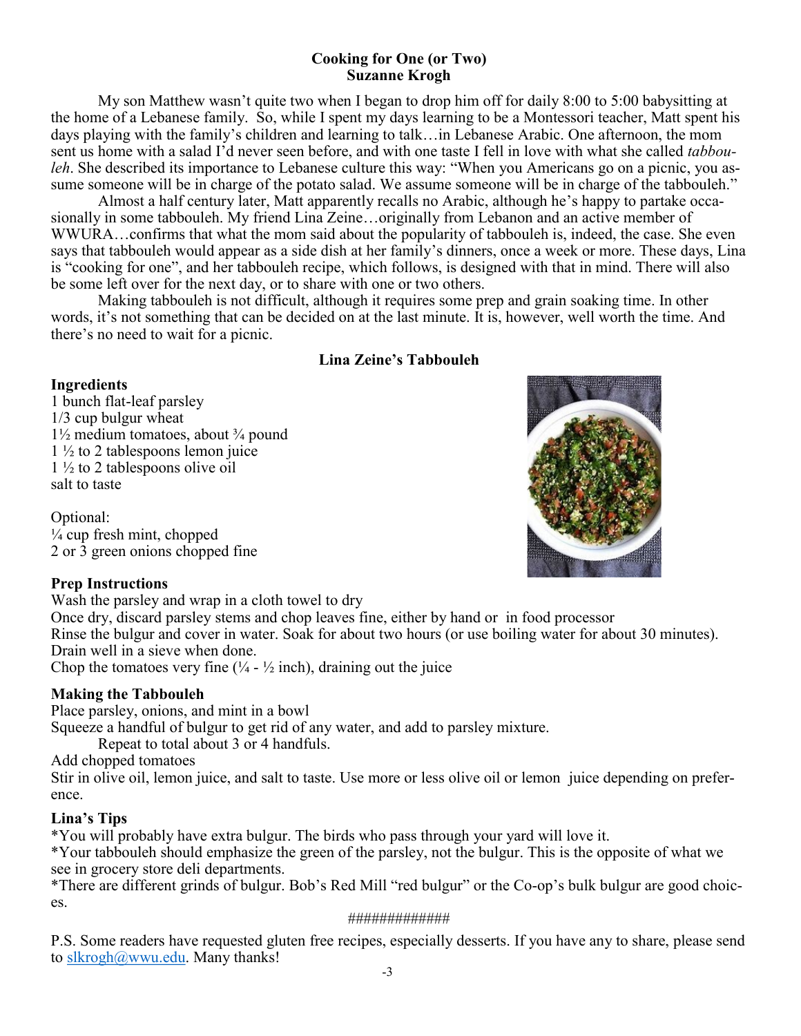## Cooking for One (or Two)
### Suzanne Krogh

My son Matthew wasn't quite two when I began to drop him off for daily 8:00 to 5:00 babysitting at the home of a Lebanese family. So, while I spent my days learning to be a Montessori teacher, Matt spent his days playing with the family's children and learning to talk…in Lebanese Arabic. One afternoon, the mom sent us home with a salad I'd never seen before, and with one taste I fell in love with what she called *tabbouleh*. She described its importance to Lebanese culture this way: "When you Americans go on a picnic, you assume someone will be in charge of the potato salad. We assume someone will be in charge of the tabbouleh."

Almost a half century later, Matt apparently recalls no Arabic, although he's happy to partake occasionally in some tabbouleh. My friend Lina Zeine…originally from Lebanon and an active member of WWURA…confirms that what the mom said about the popularity of tabbouleh is, indeed, the case. She even says that tabbouleh would appear as a side dish at her family's dinners, once a week or more. These days, Lina is "cooking for one", and her tabbouleh recipe, which follows, is designed with that in mind. There will also be some left over for the next day, or to share with one or two others.

Making tabbouleh is not difficult, although it requires some prep and grain soaking time. In other words, it's not something that can be decided on at the last minute. It is, however, well worth the time. And there's no need to wait for a picnic.

### Lina Zeine's Tabbouleh

**Ingredients**

1 bunch flat-leaf parsley
1/3 cup bulgur wheat
1½ medium tomatoes, about ¾ pound
1 ½ to 2 tablespoons lemon juice
1 ½ to 2 tablespoons olive oil
salt to taste

Optional:
¼ cup fresh mint, chopped
2 or 3 green onions chopped fine

**Prep Instructions**

Wash the parsley and wrap in a cloth towel to dry
Once dry, discard parsley stems and chop leaves fine, either by hand or in food processor
Rinse the bulgur and cover in water. Soak for about two hours (or use boiling water for about 30 minutes). Drain well in a sieve when done.
Chop the tomatoes very fine (¼ - ½ inch), draining out the juice

**Making the Tabbouleh**

Place parsley, onions, and mint in a bowl
Squeeze a handful of bulgur to get rid of any water, and add to parsley mixture.
Repeat to total about 3 or 4 handfuls.
Add chopped tomatoes
Stir in olive oil, lemon juice, and salt to taste. Use more or less olive oil or lemon juice depending on preference.

**Lina's Tips**

*You will probably have extra bulgur. The birds who pass through your yard will love it.
*Your tabbouleh should emphasize the green of the parsley, not the bulgur. This is the opposite of what we see in grocery store deli departments.
*There are different grinds of bulgur. Bob's Red Mill "red bulgur" or the Co-op's bulk bulgur are good choices.

#############

P.S. Some readers have requested gluten free recipes, especially desserts. If you have any to share, please send to slkrogh@wwu.edu. Many thanks!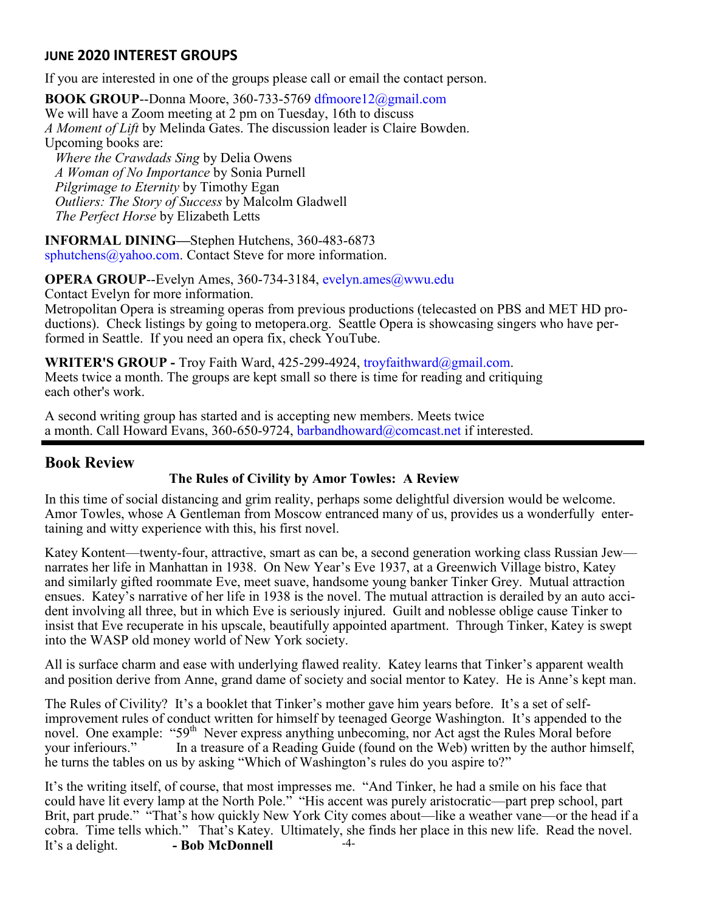## JUNE 2020 INTEREST GROUPS

If you are interested in one of the groups please call or email the contact person.

**BOOK GROUP**--Donna Moore, 360-733-5769 dfmoore12@gmail.com
We will have a Zoom meeting at 2 pm on Tuesday, 16th to discuss
*A Moment of Lift* by Melinda Gates. The discussion leader is Claire Bowden.
Upcoming books are:
*Where the Crawdads Sing* by Delia Owens
*A Woman of No Importance* by Sonia Purnell
*Pilgrimage to Eternity* by Timothy Egan
*Outliers: The Story of Success* by Malcolm Gladwell
*The Perfect Horse* by Elizabeth Letts

**INFORMAL DINING—**Stephen Hutchens, 360-483-6873
sphutchens@yahoo.com. Contact Steve for more information.

**OPERA GROUP**--Evelyn Ames, 360-734-3184, evelyn.ames@wwu.edu
Contact Evelyn for more information.
Metropolitan Opera is streaming operas from previous productions (telecasted on PBS and MET HD productions). Check listings by going to metopera.org. Seattle Opera is showcasing singers who have performed in Seattle. If you need an opera fix, check YouTube.

**WRITER'S GROUP -** Troy Faith Ward, 425-299-4924, troyfaithward@gmail.com.
Meets twice a month. The groups are kept small so there is time for reading and critiquing each other's work.

A second writing group has started and is accepting new members. Meets twice a month. Call Howard Evans, 360-650-9724, barbandhoward@comcast.net if interested.

## Book Review

**The Rules of Civility by Amor Towles: A Review**

In this time of social distancing and grim reality, perhaps some delightful diversion would be welcome. Amor Towles, whose A Gentleman from Moscow entranced many of us, provides us a wonderfully entertaining and witty experience with this, his first novel.

Katey Kontent—twenty-four, attractive, smart as can be, a second generation working class Russian Jew—narrates her life in Manhattan in 1938. On New Year's Eve 1937, at a Greenwich Village bistro, Katey and similarly gifted roommate Eve, meet suave, handsome young banker Tinker Grey. Mutual attraction ensues. Katey's narrative of her life in 1938 is the novel. The mutual attraction is derailed by an auto accident involving all three, but in which Eve is seriously injured. Guilt and noblesse oblige cause Tinker to insist that Eve recuperate in his upscale, beautifully appointed apartment. Through Tinker, Katey is swept into the WASP old money world of New York society.

All is surface charm and ease with underlying flawed reality. Katey learns that Tinker's apparent wealth and position derive from Anne, grand dame of society and social mentor to Katey. He is Anne's kept man.

The Rules of Civility? It's a booklet that Tinker's mother gave him years before. It's a set of self-improvement rules of conduct written for himself by teenaged George Washington. It's appended to the novel. One example: "59th Never express anything unbecoming, nor Act agst the Rules Moral before your inferiours." In a treasure of a Reading Guide (found on the Web) written by the author himself, he turns the tables on us by asking "Which of Washington's rules do you aspire to?"

It's the writing itself, of course, that most impresses me. "And Tinker, he had a smile on his face that could have lit every lamp at the North Pole." "His accent was purely aristocratic—part prep school, part Brit, part prude." "That's how quickly New York City comes about—like a weather vane—or the head if a cobra. Time tells which." That's Katey. Ultimately, she finds her place in this new life. Read the novel. It's a delight. **- Bob McDonnell**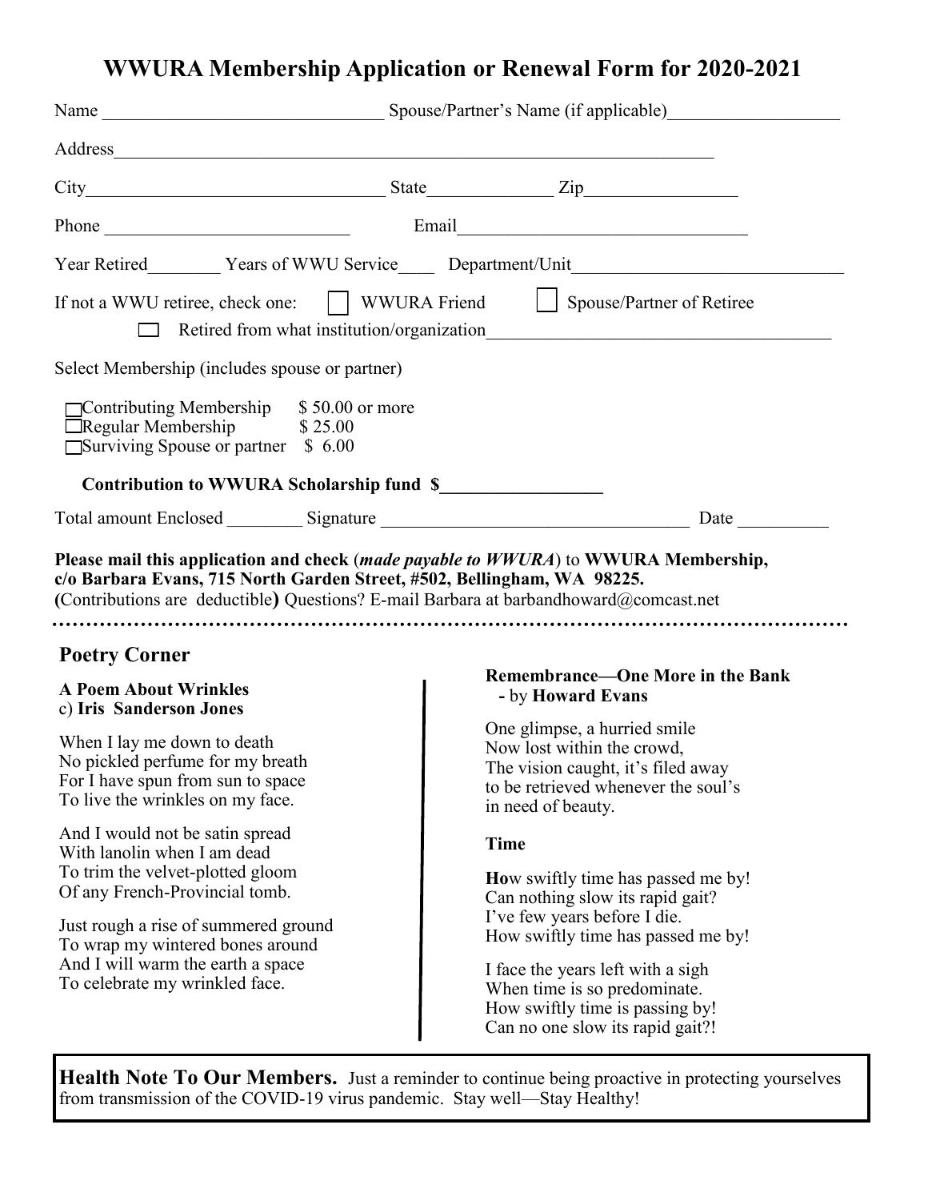# WWURA Membership Application or Renewal Form for 2020-2021

Name \_\_\_\_\_\_\_\_\_\_\_\_\_\_\_\_\_\_\_\_\_\_\_\_\_\_\_\_\_\_ Spouse/Partner's Name (if applicable)\_\_\_\_\_\_\_\_\_\_\_\_\_\_\_\_\_\_

Address\_\_\_\_\_\_\_\_\_\_\_\_\_\_\_\_\_\_\_\_\_\_\_\_\_\_\_\_\_\_\_\_\_\_\_\_\_\_\_\_\_\_\_\_\_\_\_\_\_\_\_\_\_\_\_\_\_\_\_\_\_\_

City\_\_\_\_\_\_\_\_\_\_\_\_\_\_\_\_\_\_\_\_\_\_\_\_\_\_\_\_\_\_ State\_\_\_\_\_\_\_\_\_\_\_\_ Zip\_\_\_\_\_\_\_\_\_\_\_\_\_\_\_

Phone \_\_\_\_\_\_\_\_\_\_\_\_\_\_\_\_\_\_\_\_\_\_\_\_\_ Email\_\_\_\_\_\_\_\_\_\_\_\_\_\_\_\_\_\_\_\_\_\_\_\_\_\_\_\_\_

Year Retired\_\_\_\_\_\_\_ Years of WWU Service\_\_\_\_ Department/Unit\_\_\_\_\_\_\_\_\_\_\_\_\_\_\_\_\_\_\_\_\_\_\_\_\_\_

If not a WWU retiree, check one: ☐ WWURA Friend ☐ Spouse/Partner of Retiree

☐ Retired from what institution/organization\_\_\_\_\_\_\_\_\_\_\_\_\_\_\_\_\_\_\_\_\_\_\_\_\_\_\_\_\_\_\_\_\_\_

Select Membership (includes spouse or partner)

☐Contributing Membership $ 50.00 or more
☐Regular Membership $ 25.00
☐Surviving Spouse or partner $ 6.00

**Contribution to WWURA Scholarship fund $\_\_\_\_\_\_\_\_\_\_\_\_\_\_\_\_**

Total amount Enclosed \_\_\_\_\_\_\_\_ Signature \_\_\_\_\_\_\_\_\_\_\_\_\_\_\_\_\_\_\_\_\_\_\_\_\_\_\_\_\_\_\_ Date \_\_\_\_\_\_\_\_\_

**Please mail this application and check (*made payable to WWURA*) to WWURA Membership, c/o Barbara Evans, 715 North Garden Street, #502, Bellingham, WA 98225.**
(Contributions are deductible) Questions? E-mail Barbara at barbandhoward@comcast.net

## Poetry Corner

### A Poem About Wrinkles
c) **Iris Sanderson Jones**

When I lay me down to death
No pickled perfume for my breath
For I have spun from sun to space
To live the wrinkles on my face.

And I would not be satin spread
With lanolin when I am dead
To trim the velvet-plotted gloom
Of any French-Provincial tomb.

Just rough a rise of summered ground
To wrap my wintered bones around
And I will warm the earth a space
To celebrate my wrinkled face.

### Remembrance—One More in the Bank
**-** by **Howard Evans**

One glimpse, a hurried smile
Now lost within the crowd,
The vision caught, it's filed away
to be retrieved whenever the soul's
in need of beauty.

### Time

**Ho**w swiftly time has passed me by!
Can nothing slow its rapid gait?
I've few years before I die.
How swiftly time has passed me by!

I face the years left with a sigh
When time is so predominate.
How swiftly time is passing by!
Can no one slow its rapid gait?!

**Health Note To Our Members.** Just a reminder to continue being proactive in protecting yourselves from transmission of the COVID-19 virus pandemic. Stay well—Stay Healthy!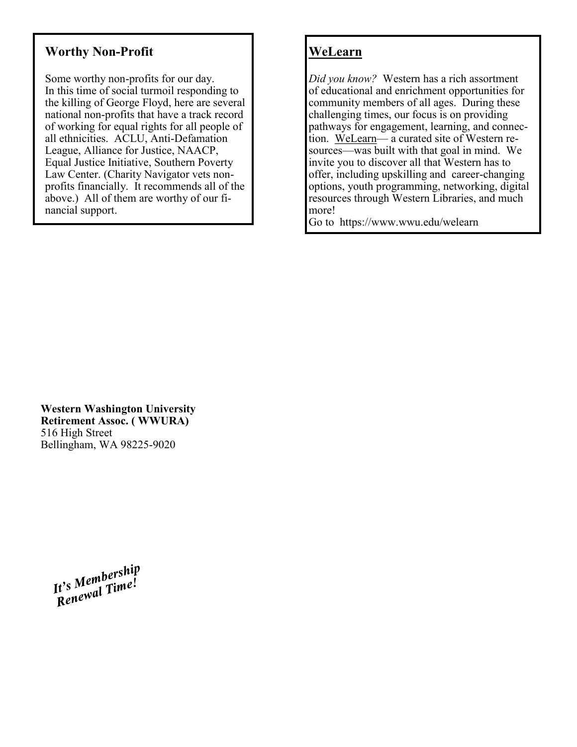## Worthy Non-Profit

Some worthy non-profits for our day. In this time of social turmoil responding to the killing of George Floyd, here are several national non-profits that have a track record of working for equal rights for all people of all ethnicities. ACLU, Anti-Defamation League, Alliance for Justice, NAACP, Equal Justice Initiative, Southern Poverty Law Center. (Charity Navigator vets non-profits financially. It recommends all of the above.) All of them are worthy of our financial support.

## WeLearn

*Did you know?* Western has a rich assortment of educational and enrichment opportunities for community members of all ages. During these challenging times, our focus is on providing pathways for engagement, learning, and connection. WeLearn— a curated site of Western resources—was built with that goal in mind. We invite you to discover all that Western has to offer, including upskilling and career-changing options, youth programming, networking, digital resources through Western Libraries, and much more!
Go to https://www.wwu.edu/welearn

**Western Washington University**
**Retirement Assoc. ( WWURA)**
516 High Street
Bellingham, WA 98225-9020

***It's Membership Renewal Time!***